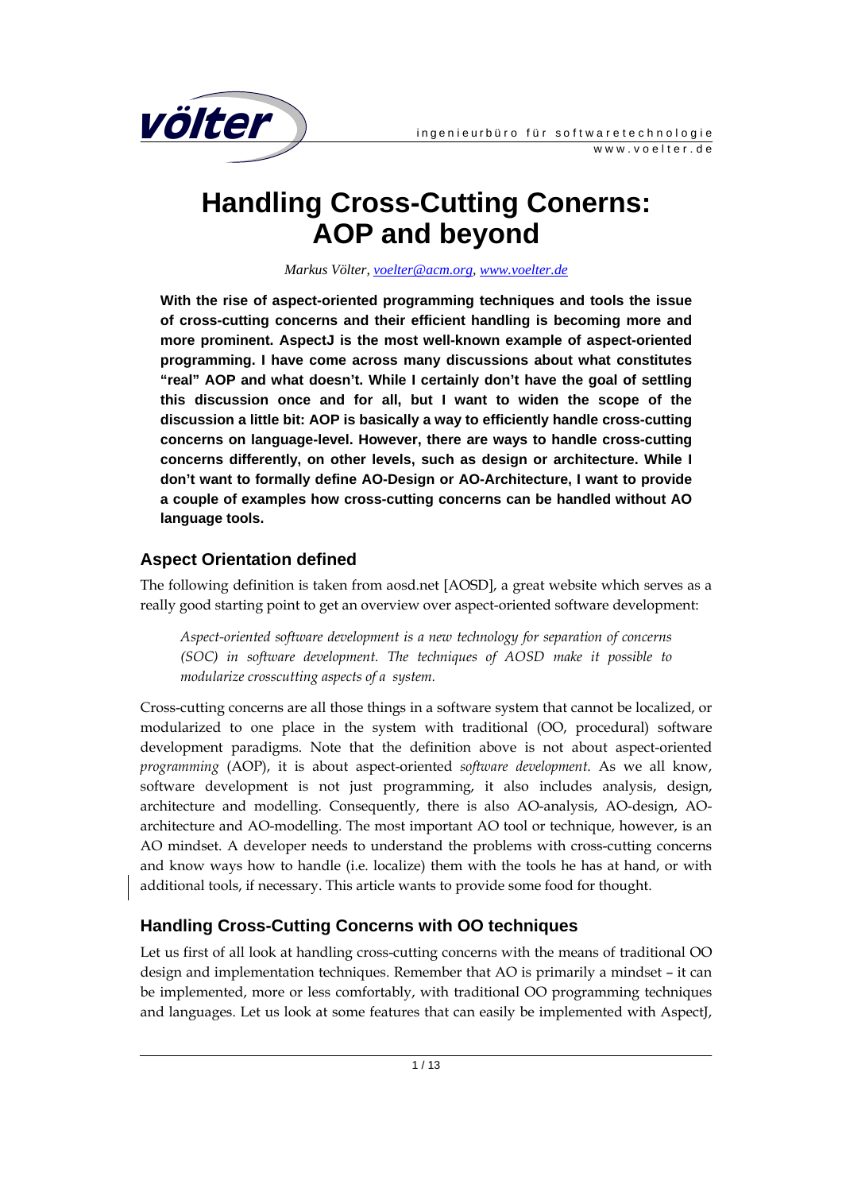# Handling Cross-Cutting Conerns: AOP and beyond

*Markus Völter, voelter@acm.org, www.voelter.de*

**With the rise of aspect-oriented programming techniques and tools the issue of cross-cutting concerns and their efficient handling is becoming more and more prominent. AspectJ is the most well-known example of aspect-oriented programming. I have come across many discussions about what constitutes "real" AOP and what doesn't. While I certainly don't have the goal of settling this discussion once and for all, but I want to widen the scope of the discussion a little bit: AOP is basically a way to efficiently handle cross-cutting concerns on language-level. However, there are ways to handle cross-cutting concerns differently, on other levels, such as design or architecture. While I don't want to formally define AO-Design or AO-Architecture, I want to provide a couple of examples how cross-cutting concerns can be handled without AO language tools.**

## Aspect Orientation defined

The following definition is taken from aosd.net [AOSD], a great website which serves as a really good starting point to get an overview over aspect-oriented software development:

> *Aspect-oriented software development is a new technology for separation of concerns (SOC) in software development. The techniques of AOSD make it possible to modularize crosscutting aspects of a system.*

Cross-cutting concerns are all those things in a software system that cannot be localized, or modularized to one place in the system with traditional (OO, procedural) software development paradigms. Note that the definition above is not about aspect-oriented *programming* (AOP), it is about aspect-oriented *software development*. As we all know, software development is not just programming, it also includes analysis, design, architecture and modelling. Consequently, there is also AO-analysis, AO-design, AO-architecture and AO-modelling. The most important AO tool or technique, however, is an AO mindset. A developer needs to understand the problems with cross-cutting concerns and know ways how to handle (i.e. localize) them with the tools he has at hand, or with additional tools, if necessary. This article wants to provide some food for thought.

## Handling Cross-Cutting Concerns with OO techniques

Let us first of all look at handling cross-cutting concerns with the means of traditional OO design and implementation techniques. Remember that AO is primarily a mindset – it can be implemented, more or less comfortably, with traditional OO programming techniques and languages. Let us look at some features that can easily be implemented with AspectJ,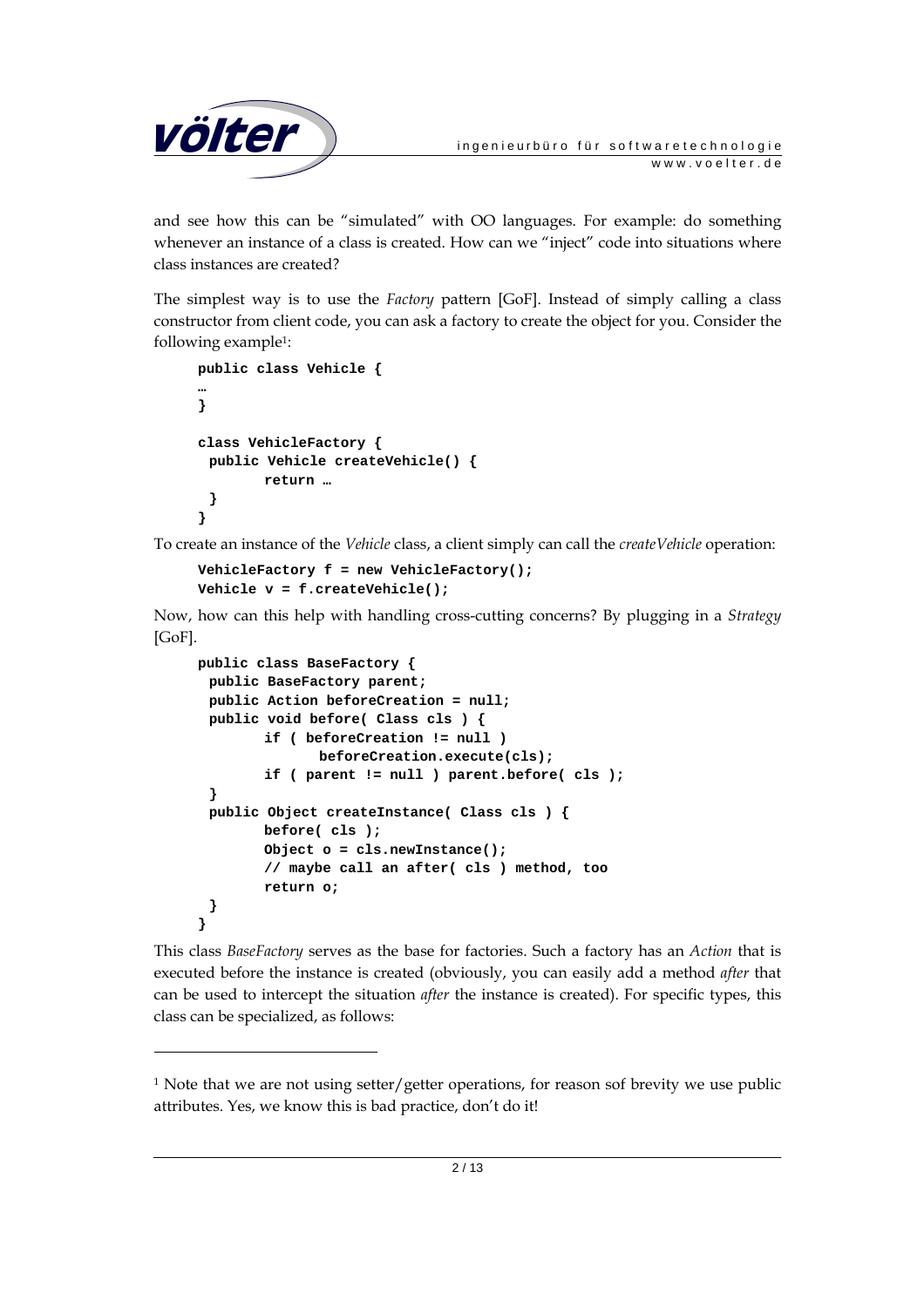and see how this can be "simulated" with OO languages. For example: do something whenever an instance of a class is created. How can we "inject" code into situations where class instances are created?

The simplest way is to use the *Factory* pattern [GoF]. Instead of simply calling a class constructor from client code, you can ask a factory to create the object for you. Consider the following example[1]:

```
public class Vehicle {
…
}

class VehicleFactory {
 public Vehicle createVehicle() {
        return …
 }
}
```

To create an instance of the *Vehicle* class, a client simply can call the *createVehicle* operation:

```
VehicleFactory f = new VehicleFactory();
Vehicle v = f.createVehicle();
```

Now, how can this help with handling cross-cutting concerns? By plugging in a *Strategy* [GoF].

```
public class BaseFactory {
 public BaseFactory parent;
 public Action beforeCreation = null;
 public void before( Class cls ) {
        if ( beforeCreation != null )
             beforeCreation.execute(cls);
        if ( parent != null ) parent.before( cls );
 }
 public Object createInstance( Class cls ) {
        before( cls );
        Object o = cls.newInstance();
        // maybe call an after( cls ) method, too
        return o;
 }
}
```

This class *BaseFactory* serves as the base for factories. Such a factory has an *Action* that is executed before the instance is created (obviously, you can easily add a method *after* that can be used to intercept the situation *after* the instance is created). For specific types, this class can be specialized, as follows:

---

[1] Note that we are not using setter/getter operations, for reason sof brevity we use public attributes. Yes, we know this is bad practice, don't do it!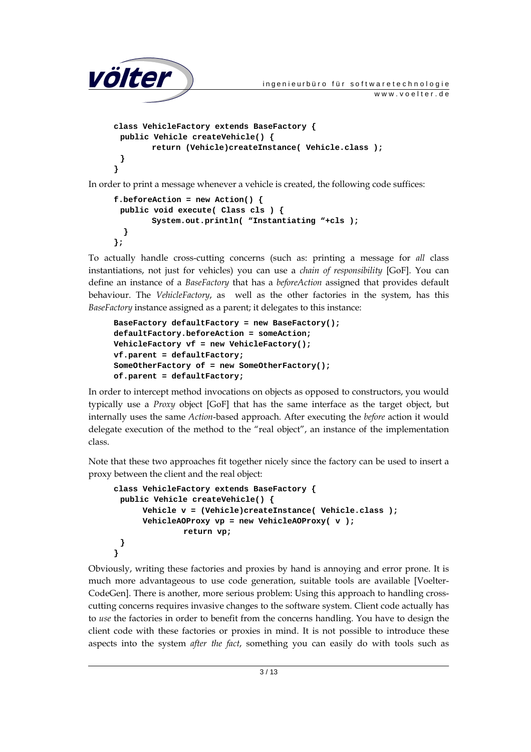```
class VehicleFactory extends BaseFactory {
 public Vehicle createVehicle() {
        return (Vehicle)createInstance( Vehicle.class );
 }
}
```

In order to print a message whenever a vehicle is created, the following code suffices:

```
f.beforeAction = new Action() {
 public void execute( Class cls ) {
        System.out.println( "Instantiating "+cls );
  }
};
```

To actually handle cross-cutting concerns (such as: printing a message for *all* class instantiations, not just for vehicles) you can use a *chain of responsibility* [GoF]. You can define an instance of a *BaseFactory* that has a *beforeAction* assigned that provides default behaviour. The *VehicleFactory*, as well as the other factories in the system, has this *BaseFactory* instance assigned as a parent; it delegates to this instance:

```
BaseFactory defaultFactory = new BaseFactory();
defaultFactory.beforeAction = someAction;
VehicleFactory vf = new VehicleFactory();
vf.parent = defaultFactory;
SomeOtherFactory of = new SomeOtherFactory();
of.parent = defaultFactory;
```

In order to intercept method invocations on objects as opposed to constructors, you would typically use a *Proxy* object [GoF] that has the same interface as the target object, but internally uses the same *Action*-based approach. After executing the *before* action it would delegate execution of the method to the "real object", an instance of the implementation class.

Note that these two approaches fit together nicely since the factory can be used to insert a proxy between the client and the real object:

```
class VehicleFactory extends BaseFactory {
 public Vehicle createVehicle() {
      Vehicle v = (Vehicle)createInstance( Vehicle.class );
      VehicleAOProxy vp = new VehicleAOProxy( v );
             return vp;
 }
}
```

Obviously, writing these factories and proxies by hand is annoying and error prone. It is much more advantageous to use code generation, suitable tools are available [Voelter-CodeGen]. There is another, more serious problem: Using this approach to handling cross-cutting concerns requires invasive changes to the software system. Client code actually has to *use* the factories in order to benefit from the concerns handling. You have to design the client code with these factories or proxies in mind. It is not possible to introduce these aspects into the system *after the fact*, something you can easily do with tools such as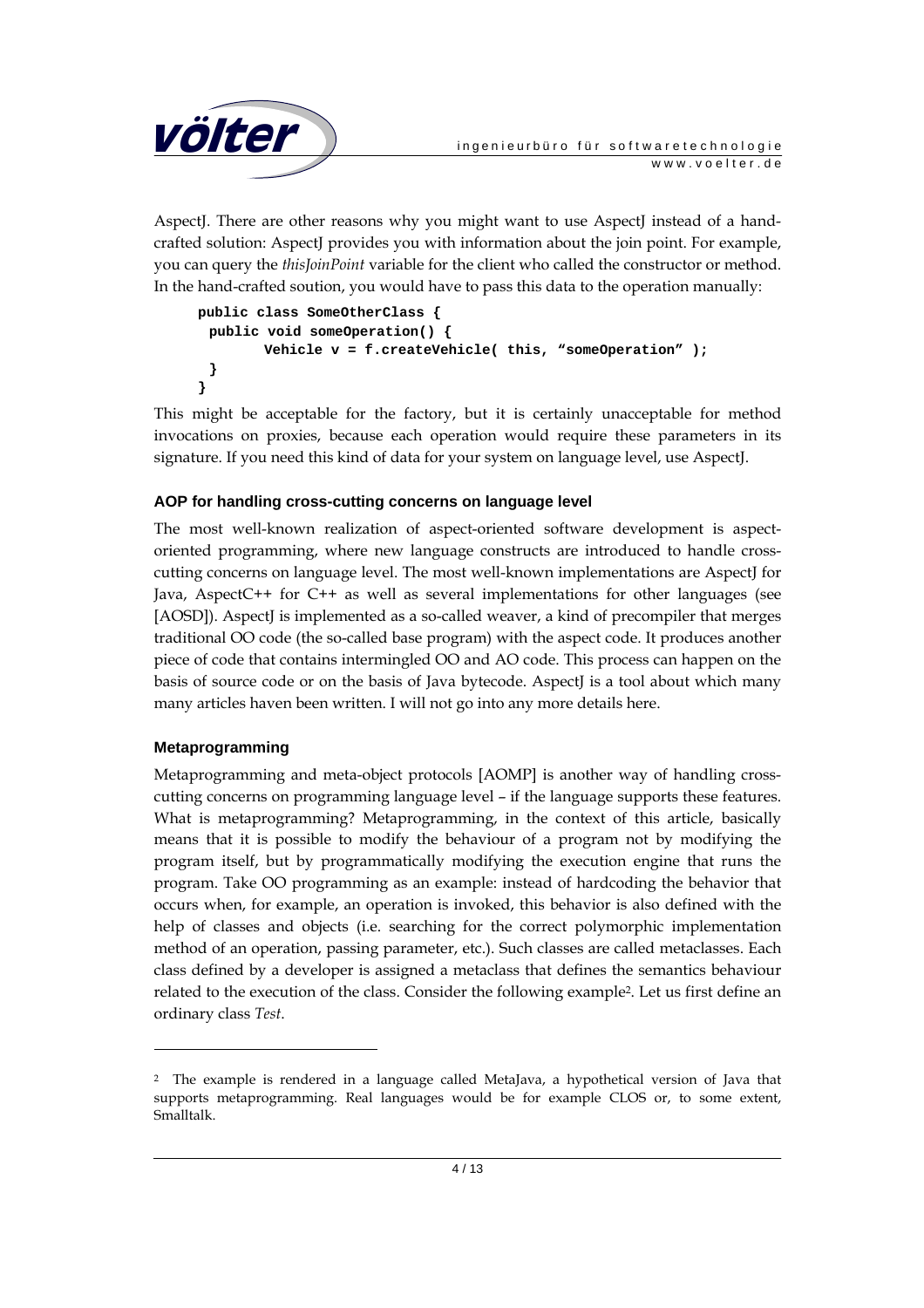AspectJ. There are other reasons why you might want to use AspectJ instead of a hand-crafted solution: AspectJ provides you with information about the join point. For example, you can query the *thisJoinPoint* variable for the client who called the constructor or method. In the hand-crafted soution, you would have to pass this data to the operation manually:

```
public class SomeOtherClass {
 public void someOperation() {
       Vehicle v = f.createVehicle( this, "someOperation" );
 }
}
```

This might be acceptable for the factory, but it is certainly unacceptable for method invocations on proxies, because each operation would require these parameters in its signature. If you need this kind of data for your system on language level, use AspectJ.

### AOP for handling cross-cutting concerns on language level

The most well-known realization of aspect-oriented software development is aspect-oriented programming, where new language constructs are introduced to handle cross-cutting concerns on language level. The most well-known implementations are AspectJ for Java, AspectC++ for C++ as well as several implementations for other languages (see [AOSD]). AspectJ is implemented as a so-called weaver, a kind of precompiler that merges traditional OO code (the so-called base program) with the aspect code. It produces another piece of code that contains intermingled OO and AO code. This process can happen on the basis of source code or on the basis of Java bytecode. AspectJ is a tool about which many many articles haven been written. I will not go into any more details here.

### Metaprogramming

Metaprogramming and meta-object protocols [AOMP] is another way of handling cross-cutting concerns on programming language level – if the language supports these features. What is metaprogramming? Metaprogramming, in the context of this article, basically means that it is possible to modify the behaviour of a program not by modifying the program itself, but by programmatically modifying the execution engine that runs the program. Take OO programming as an example: instead of hardcoding the behavior that occurs when, for example, an operation is invoked, this behavior is also defined with the help of classes and objects (i.e. searching for the correct polymorphic implementation method of an operation, passing parameter, etc.). Such classes are called metaclasses. Each class defined by a developer is assigned a metaclass that defines the semantics behaviour related to the execution of the class. Consider the following example[2]. Let us first define an ordinary class *Test.*

---

[2] The example is rendered in a language called MetaJava, a hypothetical version of Java that supports metaprogramming. Real languages would be for example CLOS or, to some extent, Smalltalk.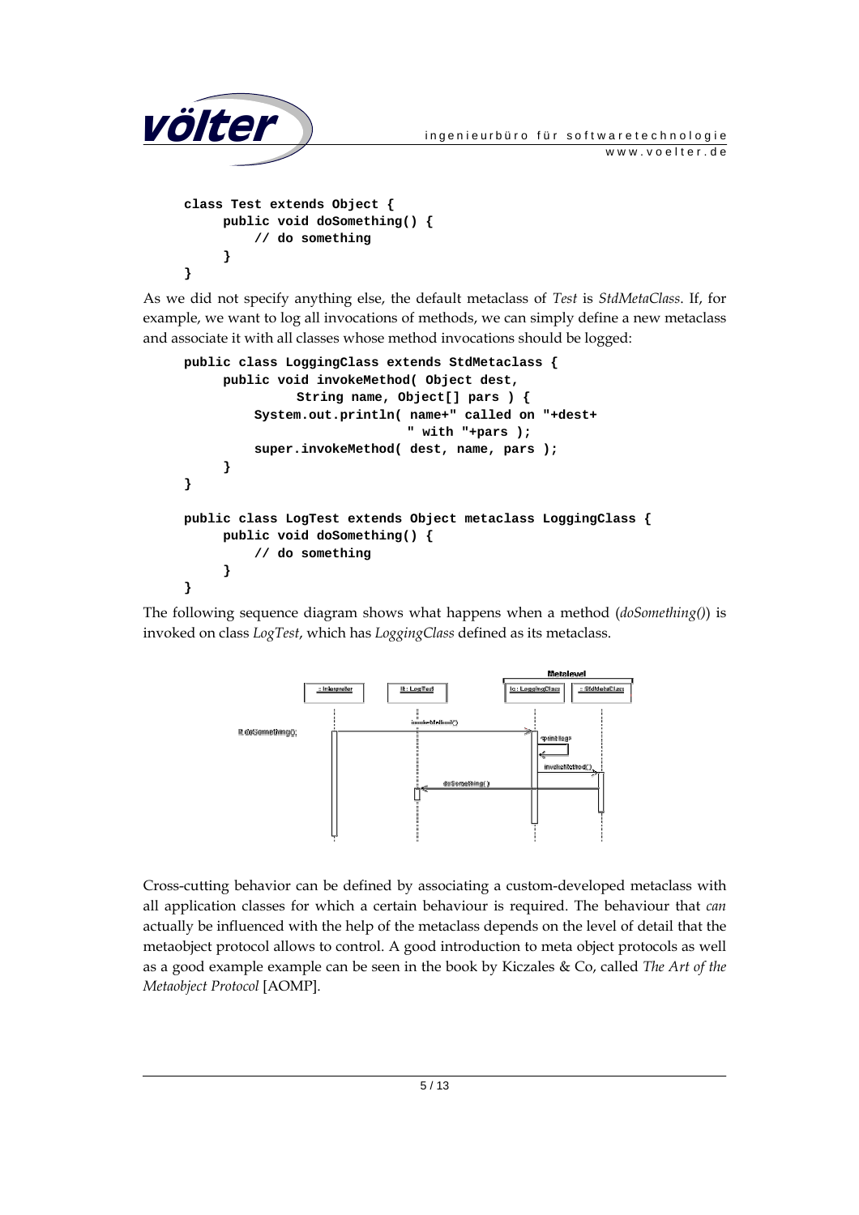```
class Test extends Object {
     public void doSomething() {
         // do something
     }
}
```

As we did not specify anything else, the default metaclass of *Test* is *StdMetaClass*. If, for example, we want to log all invocations of methods, we can simply define a new metaclass and associate it with all classes whose method invocations should be logged:

```
public class LoggingClass extends StdMetaclass {
     public void invokeMethod( Object dest,
              String name, Object[] pars ) {
         System.out.println( name+" called on "+dest+
                             " with "+pars );
         super.invokeMethod( dest, name, pars );
     }
}

public class LogTest extends Object metaclass LoggingClass {
     public void doSomething() {
         // do something
     }
}
```

The following sequence diagram shows what happens when a method (*doSomething()*) is invoked on class *LogTest*, which has *LoggingClass* defined as its metaclass.

Cross-cutting behavior can be defined by associating a custom-developed metaclass with all application classes for which a certain behaviour is required. The behaviour that *can* actually be influenced with the help of the metaclass depends on the level of detail that the metaobject protocol allows to control. A good introduction to meta object protocols as well as a good example example can be seen in the book by Kiczales & Co, called *The Art of the Metaobject Protocol* [AOMP].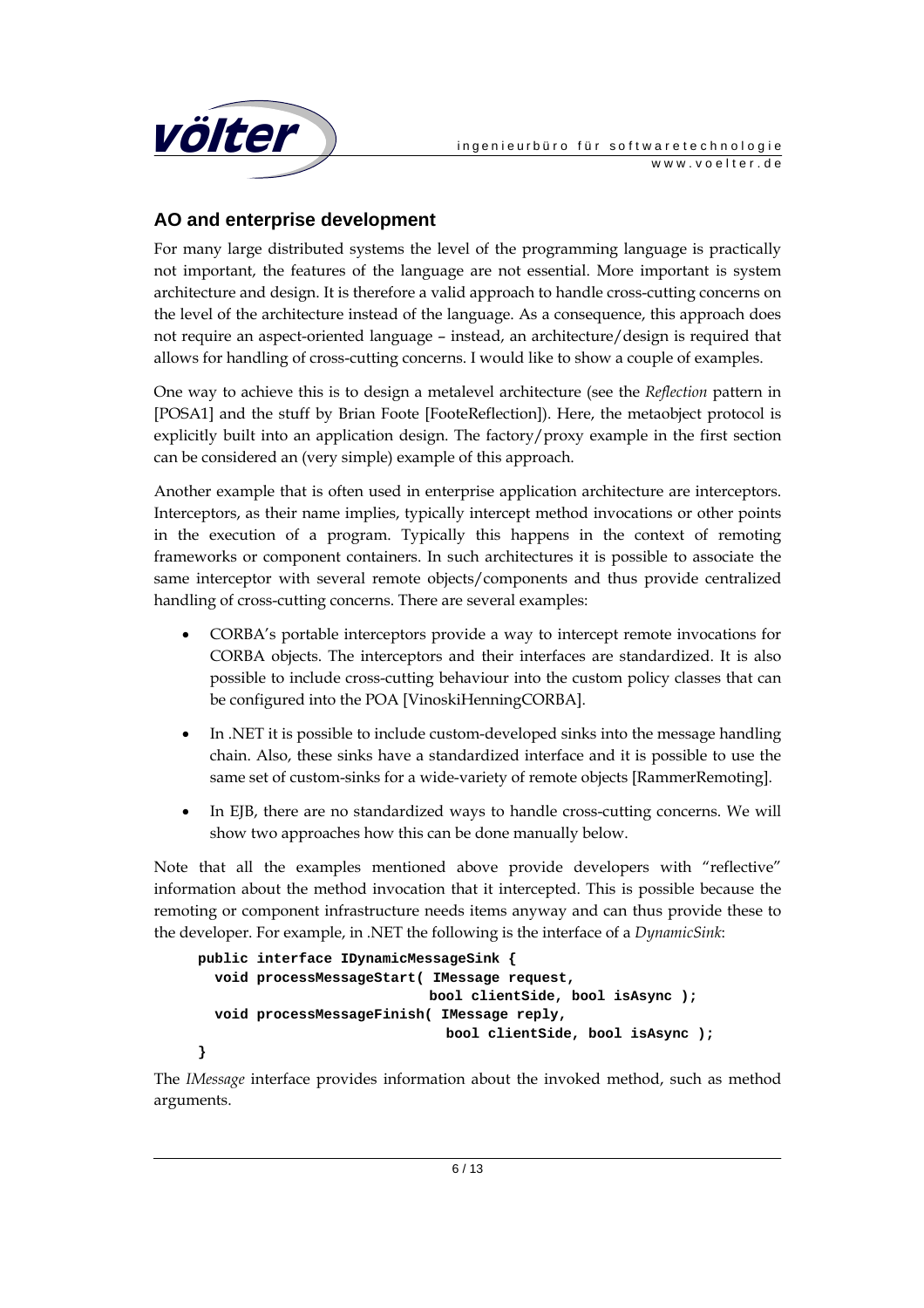## AO and enterprise development

For many large distributed systems the level of the programming language is practically not important, the features of the language are not essential. More important is system architecture and design. It is therefore a valid approach to handle cross-cutting concerns on the level of the architecture instead of the language. As a consequence, this approach does not require an aspect-oriented language – instead, an architecture/design is required that allows for handling of cross-cutting concerns. I would like to show a couple of examples.

One way to achieve this is to design a metalevel architecture (see the *Reflection* pattern in [POSA1] and the stuff by Brian Foote [FooteReflection]). Here, the metaobject protocol is explicitly built into an application design. The factory/proxy example in the first section can be considered an (very simple) example of this approach.

Another example that is often used in enterprise application architecture are interceptors. Interceptors, as their name implies, typically intercept method invocations or other points in the execution of a program. Typically this happens in the context of remoting frameworks or component containers. In such architectures it is possible to associate the same interceptor with several remote objects/components and thus provide centralized handling of cross-cutting concerns. There are several examples:

- CORBA's portable interceptors provide a way to intercept remote invocations for CORBA objects. The interceptors and their interfaces are standardized. It is also possible to include cross-cutting behaviour into the custom policy classes that can be configured into the POA [VinoskiHenningCORBA].
- In .NET it is possible to include custom-developed sinks into the message handling chain. Also, these sinks have a standardized interface and it is possible to use the same set of custom-sinks for a wide-variety of remote objects [RammerRemoting].
- In EJB, there are no standardized ways to handle cross-cutting concerns. We will show two approaches how this can be done manually below.

Note that all the examples mentioned above provide developers with "reflective" information about the method invocation that it intercepted. This is possible because the remoting or component infrastructure needs items anyway and can thus provide these to the developer. For example, in .NET the following is the interface of a *DynamicSink*:

```
public interface IDynamicMessageSink {
  void processMessageStart( IMessage request,
                            bool clientSide, bool isAsync );
  void processMessageFinish( IMessage reply,
                              bool clientSide, bool isAsync );
}
```

The *IMessage* interface provides information about the invoked method, such as method arguments.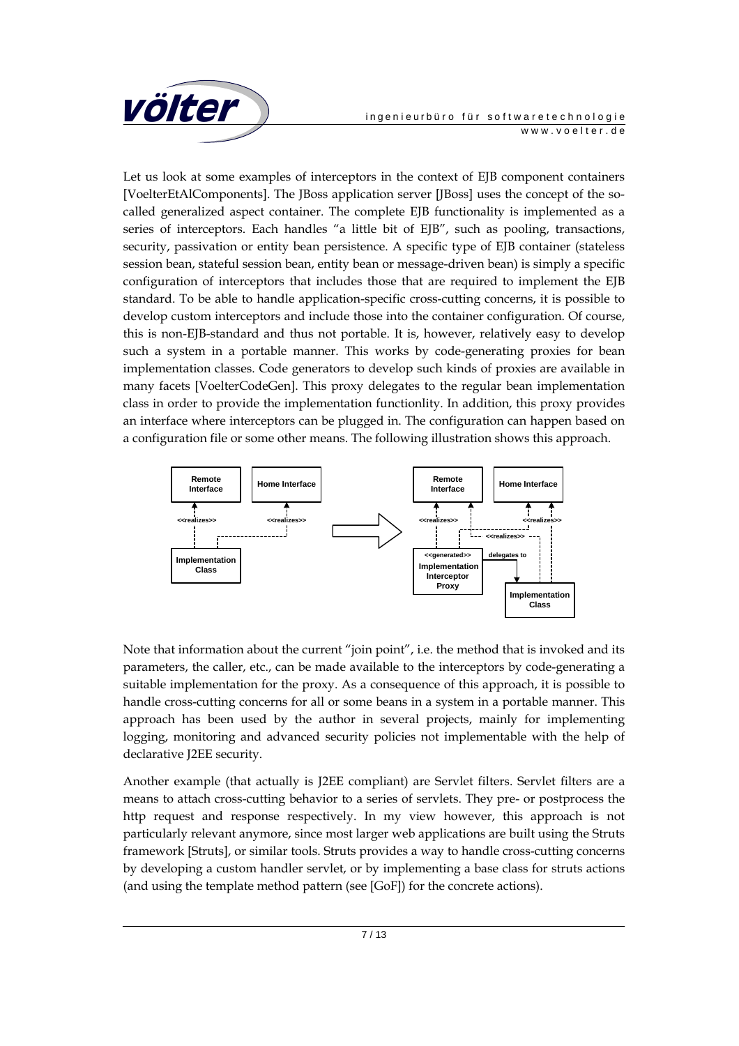Let us look at some examples of interceptors in the context of EJB component containers [VoelterEtAlComponents]. The JBoss application server [JBoss] uses the concept of the so-called generalized aspect container. The complete EJB functionality is implemented as a series of interceptors. Each handles "a little bit of EJB", such as pooling, transactions, security, passivation or entity bean persistence. A specific type of EJB container (stateless session bean, stateful session bean, entity bean or message-driven bean) is simply a specific configuration of interceptors that includes those that are required to implement the EJB standard. To be able to handle application-specific cross-cutting concerns, it is possible to develop custom interceptors and include those into the container configuration. Of course, this is non-EJB-standard and thus not portable. It is, however, relatively easy to develop such a system in a portable manner. This works by code-generating proxies for bean implementation classes. Code generators to develop such kinds of proxies are available in many facets [VoelterCodeGen]. This proxy delegates to the regular bean implementation class in order to provide the implementation functionlity. In addition, this proxy provides an interface where interceptors can be plugged in. The configuration can happen based on a configuration file or some other means. The following illustration shows this approach.

Note that information about the current "join point", i.e. the method that is invoked and its parameters, the caller, etc., can be made available to the interceptors by code-generating a suitable implementation for the proxy. As a consequence of this approach, it is possible to handle cross-cutting concerns for all or some beans in a system in a portable manner. This approach has been used by the author in several projects, mainly for implementing logging, monitoring and advanced security policies not implementable with the help of declarative J2EE security.

Another example (that actually is J2EE compliant) are Servlet filters. Servlet filters are a means to attach cross-cutting behavior to a series of servlets. They pre- or postprocess the http request and response respectively. In my view however, this approach is not particularly relevant anymore, since most larger web applications are built using the Struts framework [Struts], or similar tools. Struts provides a way to handle cross-cutting concerns by developing a custom handler servlet, or by implementing a base class for struts actions (and using the template method pattern (see [GoF]) for the concrete actions).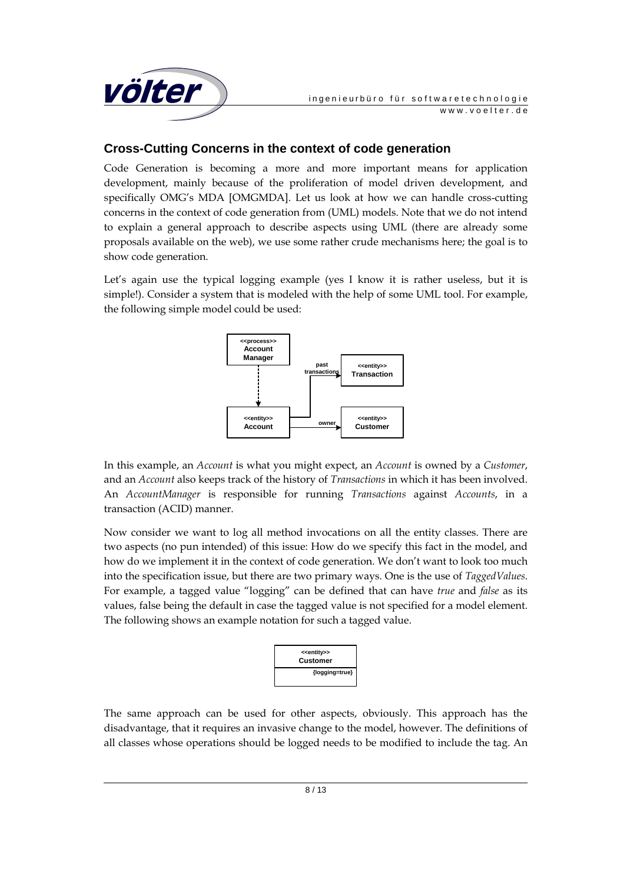## Cross-Cutting Concerns in the context of code generation

Code Generation is becoming a more and more important means for application development, mainly because of the proliferation of model driven development, and specifically OMG's MDA [OMGMDA]. Let us look at how we can handle cross-cutting concerns in the context of code generation from (UML) models. Note that we do not intend to explain a general approach to describe aspects using UML (there are already some proposals available on the web), we use some rather crude mechanisms here; the goal is to show code generation.

Let's again use the typical logging example (yes I know it is rather useless, but it is simple!). Consider a system that is modeled with the help of some UML tool. For example, the following simple model could be used:

In this example, an *Account* is what you might expect, an *Account* is owned by a *Customer*, and an *Account* also keeps track of the history of *Transactions* in which it has been involved. An *AccountManager* is responsible for running *Transactions* against *Accounts*, in a transaction (ACID) manner.

Now consider we want to log all method invocations on all the entity classes. There are two aspects (no pun intended) of this issue: How do we specify this fact in the model, and how do we implement it in the context of code generation. We don't want to look too much into the specification issue, but there are two primary ways. One is the use of *TaggedValues*. For example, a tagged value "logging" can be defined that can have *true* and *false* as its values, false being the default in case the tagged value is not specified for a model element. The following shows an example notation for such a tagged value.

The same approach can be used for other aspects, obviously. This approach has the disadvantage, that it requires an invasive change to the model, however. The definitions of all classes whose operations should be logged needs to be modified to include the tag. An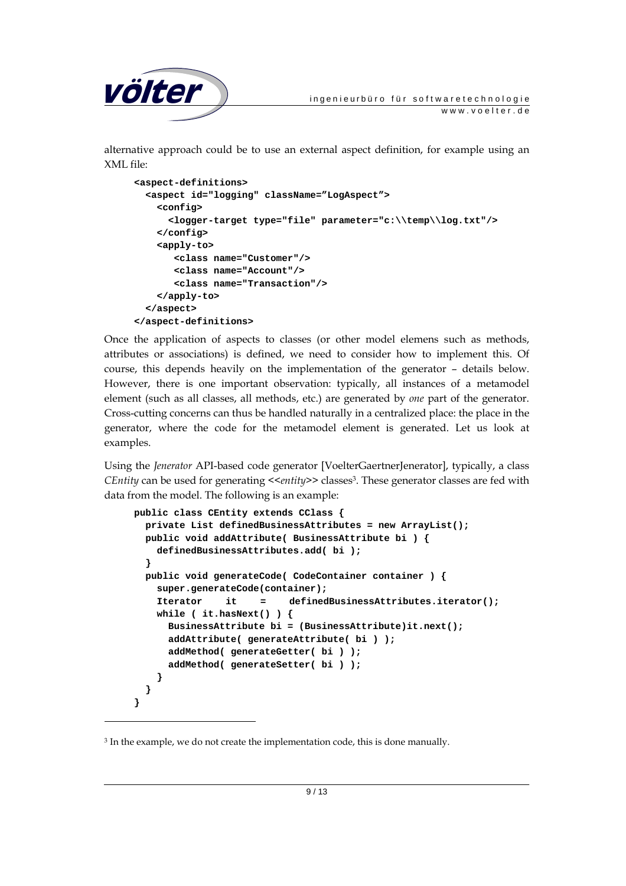alternative approach could be to use an external aspect definition, for example using an XML file:

```
<aspect-definitions>
  <aspect id="logging" className="LogAspect">
    <config>
      <logger-target type="file" parameter="c:\\temp\\log.txt"/>
    </config>
    <apply-to>
       <class name="Customer"/>
       <class name="Account"/>
       <class name="Transaction"/>
    </apply-to>
  </aspect>
</aspect-definitions>
```

Once the application of aspects to classes (or other model elemens such as methods, attributes or associations) is defined, we need to consider how to implement this. Of course, this depends heavily on the implementation of the generator – details below. However, there is one important observation: typically, all instances of a metamodel element (such as all classes, all methods, etc.) are generated by *one* part of the generator. Cross-cutting concerns can thus be handled naturally in a centralized place: the place in the generator, where the code for the metamodel element is generated. Let us look at examples.

Using the *Jenerator* API-based code generator [VoelterGaertnerJenerator], typically, a class *CEntity* can be used for generating <<*entity*>> classes[3]. These generator classes are fed with data from the model. The following is an example:

```
public class CEntity extends CClass {
  private List definedBusinessAttributes = new ArrayList();
  public void addAttribute( BusinessAttribute bi ) {
    definedBusinessAttributes.add( bi );
  }
  public void generateCode( CodeContainer container ) {
    super.generateCode(container);
    Iterator    it    =    definedBusinessAttributes.iterator();
    while ( it.hasNext() ) {
      BusinessAttribute bi = (BusinessAttribute)it.next();
      addAttribute( generateAttribute( bi ) );
      addMethod( generateGetter( bi ) );
      addMethod( generateSetter( bi ) );
    }
  }
}
```

[3] In the example, we do not create the implementation code, this is done manually.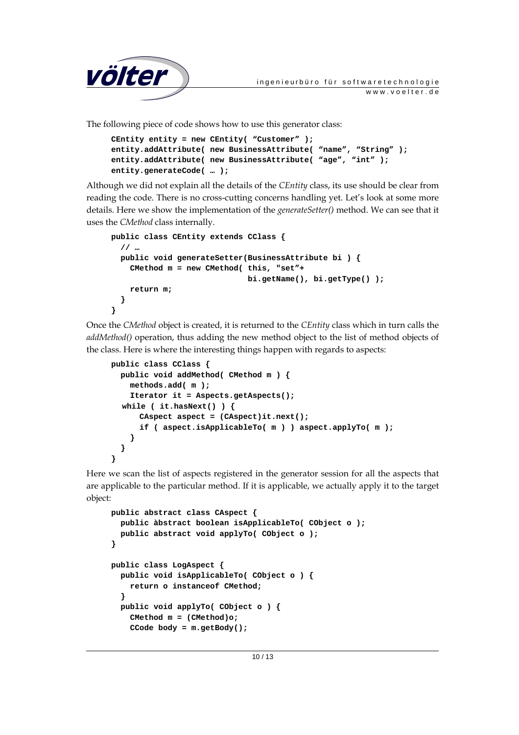The following piece of code shows how to use this generator class:

```
CEntity entity = new CEntity( “Customer” );
entity.addAttribute( new BusinessAttribute( “name”, “String” );
entity.addAttribute( new BusinessAttribute( “age”, “int” );
entity.generateCode( … );
```

Although we did not explain all the details of the *CEntity* class, its use should be clear from reading the code. There is no cross-cutting concerns handling yet. Let’s look at some more details. Here we show the implementation of the *generateSetter()* method. We can see that it uses the *CMethod* class internally.

```
public class CEntity extends CClass {
  // …
  public void generateSetter(BusinessAttribute bi ) {
    CMethod m = new CMethod( this, "set"+
                             bi.getName(), bi.getType() );
    return m;
  }
}
```

Once the *CMethod* object is created, it is returned to the *CEntity* class which in turn calls the *addMethod()* operation, thus adding the new method object to the list of method objects of the class. Here is where the interesting things happen with regards to aspects:

```
public class CClass {
  public void addMethod( CMethod m ) {
    methods.add( m );
    Iterator it = Aspects.getAspects();
   while ( it.hasNext() ) {
      CAspect aspect = (CAspect)it.next();
      if ( aspect.isApplicableTo( m ) ) aspect.applyTo( m );
    }
  }
}
```

Here we scan the list of aspects registered in the generator session for all the aspects that are applicable to the particular method. If it is applicable, we actually apply it to the target object:

```
public abstract class CAspect {
  public àbstract boolean isApplicableTo( CObject o );
  public abstract void applyTo( CObject o );
}

public class LogAspect {
  public void isApplicableTo( CObject o ) {
    return o instanceof CMethod;
  }
  public void applyTo( CObject o ) {
    CMethod m = (CMethod)o;
    CCode body = m.getBody();
```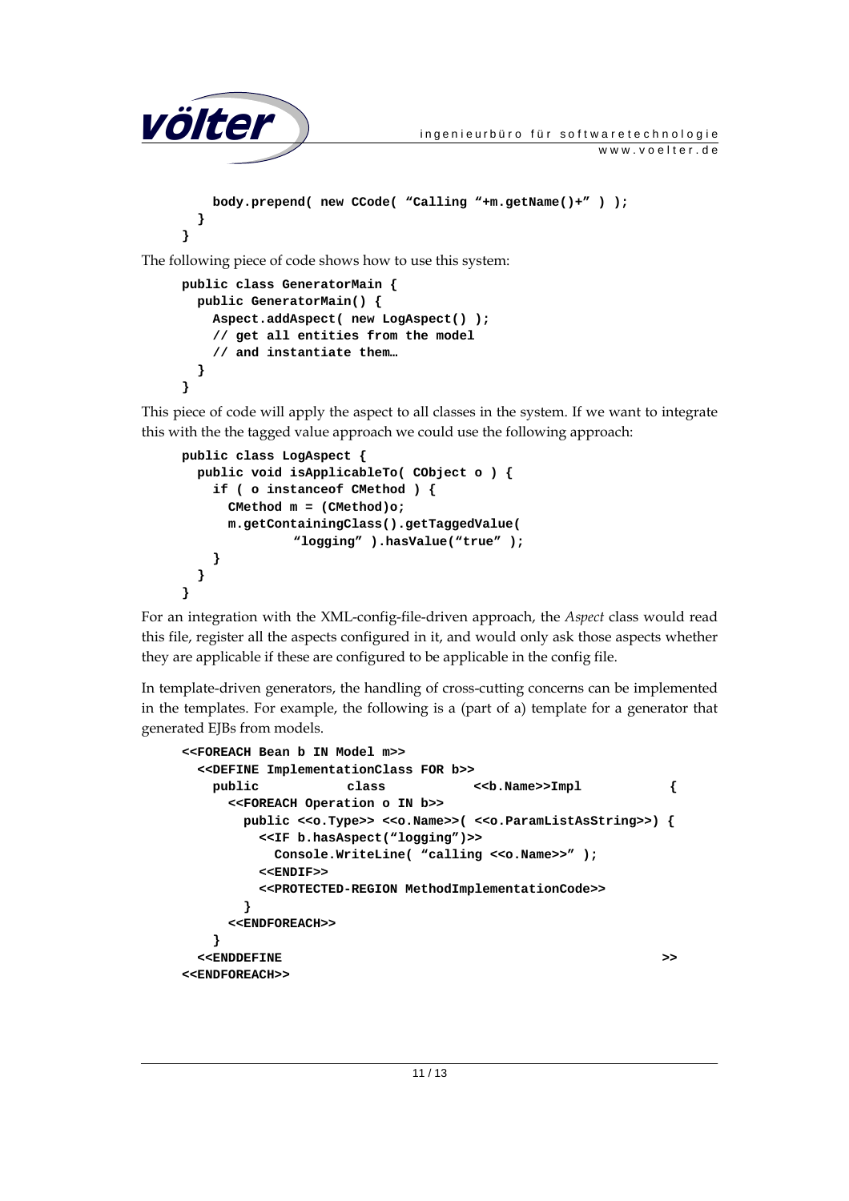```
    body.prepend( new CCode( "Calling "+m.getName()+" ) );
  }
}
```

The following piece of code shows how to use this system:

```
public class GeneratorMain {
  public GeneratorMain() {
    Aspect.addAspect( new LogAspect() );
    // get all entities from the model
    // and instantiate them…
  }
}
```

This piece of code will apply the aspect to all classes in the system. If we want to integrate this with the the tagged value approach we could use the following approach:

```
public class LogAspect {
  public void isApplicableTo( CObject o ) {
    if ( o instanceof CMethod ) {
      CMethod m = (CMethod)o;
      m.getContainingClass().getTaggedValue(
              "logging" ).hasValue("true" );
    }
  }
}
```

For an integration with the XML-config-file-driven approach, the *Aspect* class would read this file, register all the aspects configured in it, and would only ask those aspects whether they are applicable if these are configured to be applicable in the config file.

In template-driven generators, the handling of cross-cutting concerns can be implemented in the templates. For example, the following is a (part of a) template for a generator that generated EJBs from models.

```
<<FOREACH Bean b IN Model m>>
  <<DEFINE ImplementationClass FOR b>>
    public           class           <<b.Name>>Impl           {
      <<FOREACH Operation o IN b>>
        public <<o.Type>> <<o.Name>>( <<o.ParamListAsString>>) {
          <<IF b.hasAspect("logging")>>
            Console.WriteLine( "calling <<o.Name>>" );
          <<ENDIF>>
          <<PROTECTED-REGION MethodImplementationCode>>
        }
      <<ENDFOREACH>>
    }
  <<ENDDEFINE                                                >>
<<ENDFOREACH>>
```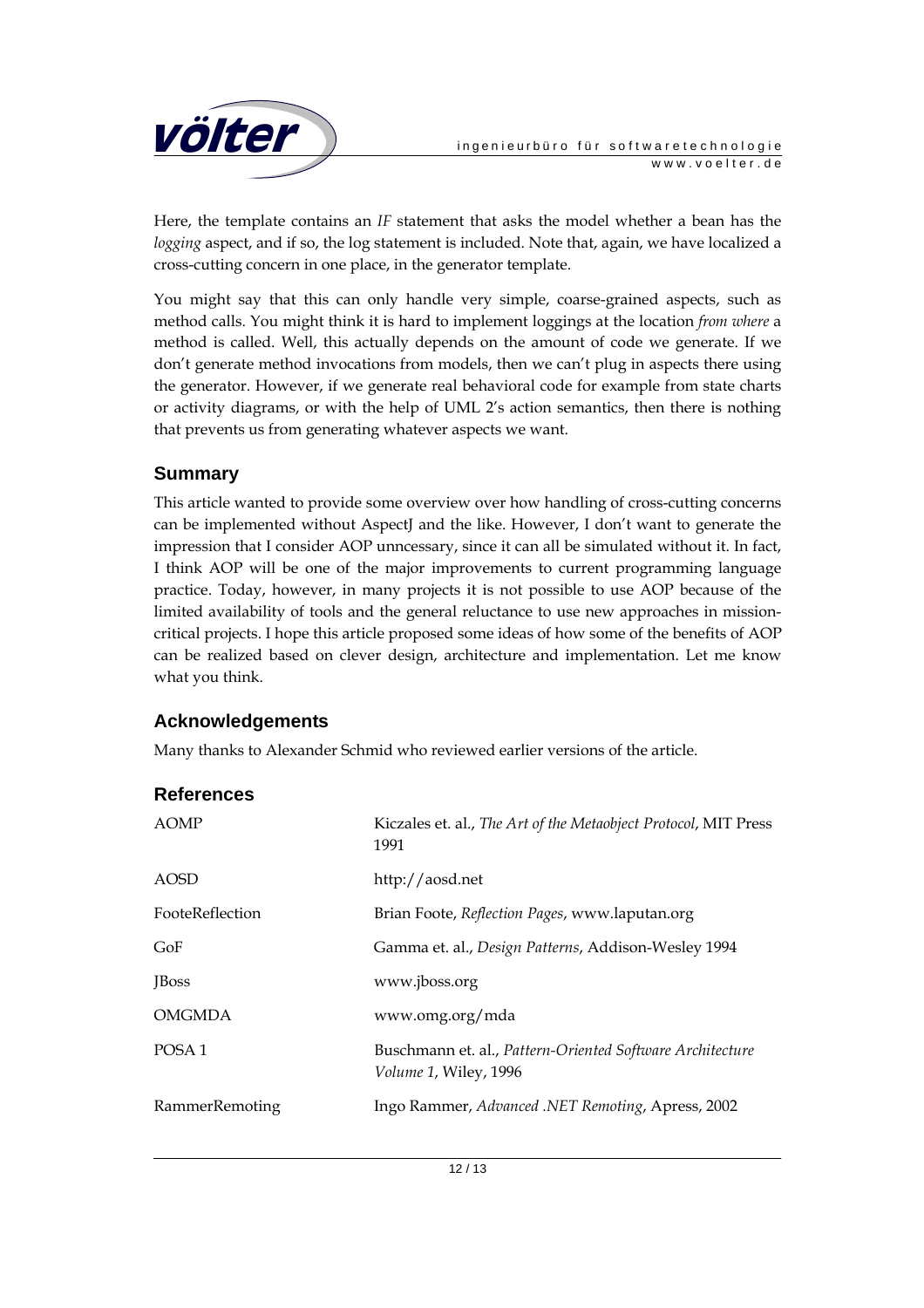Here, the template contains an *IF* statement that asks the model whether a bean has the *logging* aspect, and if so, the log statement is included. Note that, again, we have localized a cross-cutting concern in one place, in the generator template.

You might say that this can only handle very simple, coarse-grained aspects, such as method calls. You might think it is hard to implement loggings at the location *from where* a method is called. Well, this actually depends on the amount of code we generate. If we don't generate method invocations from models, then we can't plug in aspects there using the generator. However, if we generate real behavioral code for example from state charts or activity diagrams, or with the help of UML 2's action semantics, then there is nothing that prevents us from generating whatever aspects we want.

## Summary

This article wanted to provide some overview over how handling of cross-cutting concerns can be implemented without AspectJ and the like. However, I don't want to generate the impression that I consider AOP unncessary, since it can all be simulated without it. In fact, I think AOP will be one of the major improvements to current programming language practice. Today, however, in many projects it is not possible to use AOP because of the limited availability of tools and the general reluctance to use new approaches in mission-critical projects. I hope this article proposed some ideas of how some of the benefits of AOP can be realized based on clever design, architecture and implementation. Let me know what you think.

## Acknowledgements

Many thanks to Alexander Schmid who reviewed earlier versions of the article.

## References

| | |
|---|---|
| AOMP | Kiczales et. al., *The Art of the Metaobject Protocol*, MIT Press 1991 |
| AOSD | http://aosd.net |
| FooteReflection | Brian Foote, *Reflection Pages*, www.laputan.org |
| GoF | Gamma et. al., *Design Patterns*, Addison-Wesley 1994 |
| JBoss | www.jboss.org |
| OMGMDA | www.omg.org/mda |
| POSA 1 | Buschmann et. al., *Pattern-Oriented Software Architecture Volume 1*, Wiley, 1996 |
| RammerRemoting | Ingo Rammer, *Advanced .NET Remoting*, Apress, 2002 |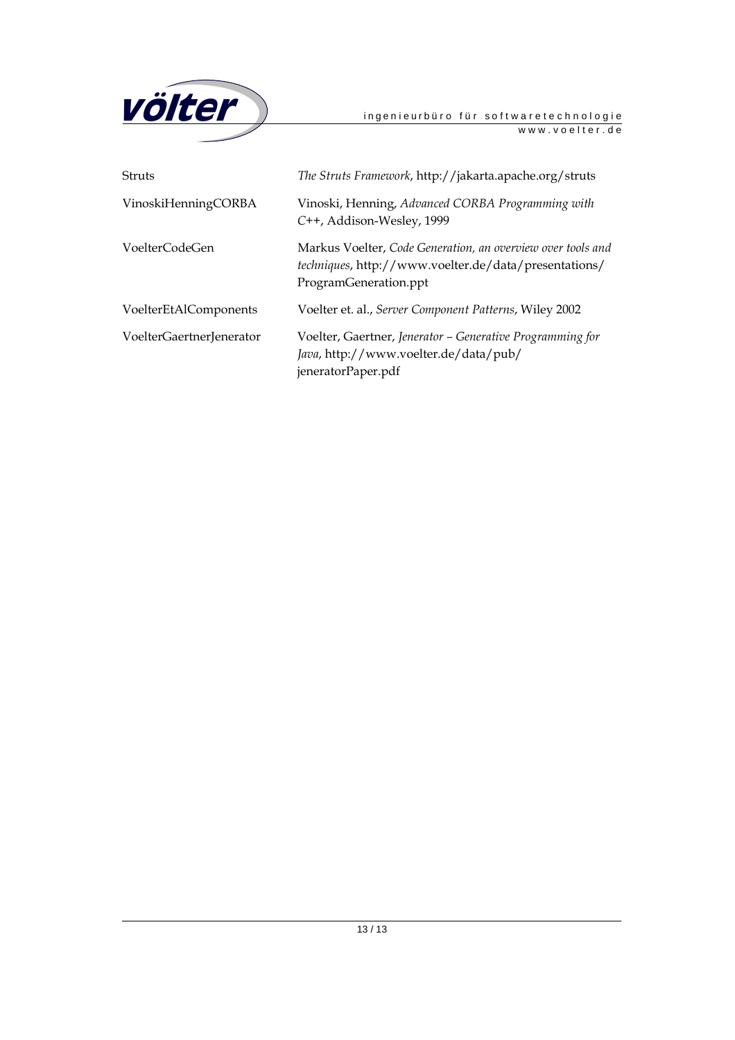| | |
|---|---|
| Struts | *The Struts Framework*, http://jakarta.apache.org/struts |
| VinoskiHenningCORBA | Vinoski, Henning, *Advanced CORBA Programming with C++*, Addison-Wesley, 1999 |
| VoelterCodeGen | Markus Voelter, *Code Generation, an overview over tools and techniques*, http://www.voelter.de/data/presentations/ProgramGeneration.ppt |
| VoelterEtAlComponents | Voelter et. al., *Server Component Patterns*, Wiley 2002 |
| VoelterGaertnerJenerator | Voelter, Gaertner, *Jenerator – Generative Programming for Java*, http://www.voelter.de/data/pub/jeneratorPaper.pdf |